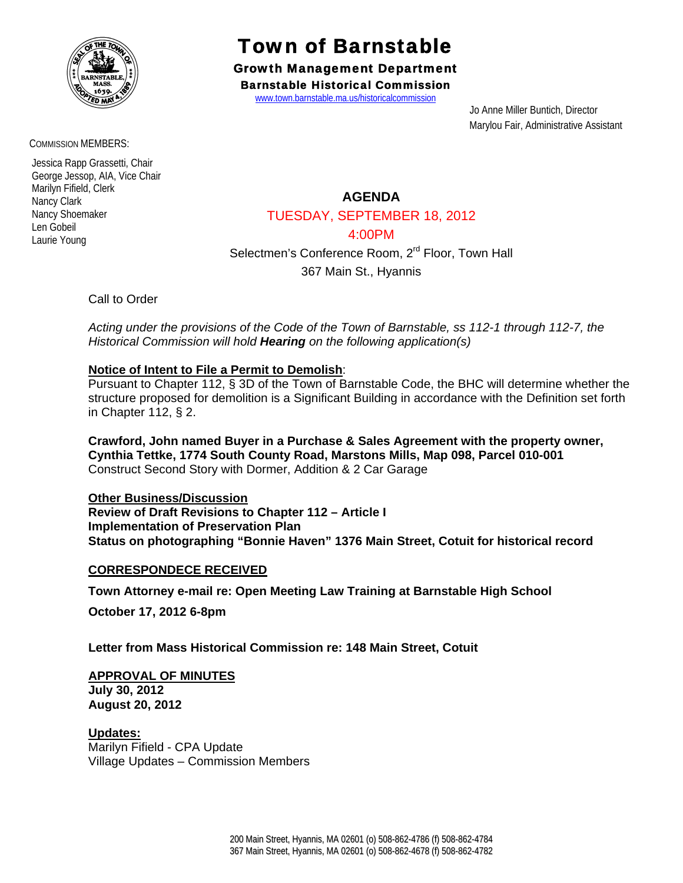# Town of Barnstable

**Growth Management Department**

**Barnstable Historical Commission**

www.town.barnstable.ma.us/historicalcommission

Jo Anne Miller Buntich, Director
Marylou Fair, Administrative Assistant

COMMISSION MEMBERS:

Jessica Rapp Grassetti, Chair
George Jessop, AIA, Vice Chair
Marilyn Fifield, Clerk
Nancy Clark
Nancy Shoemaker
Len Gobeil
Laurie Young

## AGENDA

TUESDAY, SEPTEMBER 18, 2012

4:00PM

Selectmen's Conference Room, 2rd Floor, Town Hall

367 Main St., Hyannis

Call to Order

*Acting under the provisions of the Code of the Town of Barnstable, ss 112-1 through 112-7, the Historical Commission will hold* ***Hearing*** *on the following application(s)*

**Notice of Intent to File a Permit to Demolish**:

Pursuant to Chapter 112, § 3D of the Town of Barnstable Code, the BHC will determine whether the structure proposed for demolition is a Significant Building in accordance with the Definition set forth in Chapter 112, § 2.

**Crawford, John named Buyer in a Purchase & Sales Agreement with the property owner, Cynthia Tettke, 1774 South County Road, Marstons Mills, Map 098, Parcel 010-001**
Construct Second Story with Dormer, Addition & 2 Car Garage

**Other Business/Discussion**
**Review of Draft Revisions to Chapter 112 – Article I**
**Implementation of Preservation Plan**
**Status on photographing "Bonnie Haven" 1376 Main Street, Cotuit for historical record**

**CORRESPONDECE RECEIVED**

**Town Attorney e-mail re: Open Meeting Law Training at Barnstable High School**

**October 17, 2012 6-8pm**

**Letter from Mass Historical Commission re: 148 Main Street, Cotuit**

**APPROVAL OF MINUTES**
**July 30, 2012**
**August 20, 2012**

**Updates:**
Marilyn Fifield - CPA Update
Village Updates – Commission Members

200 Main Street, Hyannis, MA 02601 (o) 508-862-4786 (f) 508-862-4784
367 Main Street, Hyannis, MA 02601 (o) 508-862-4678 (f) 508-862-4782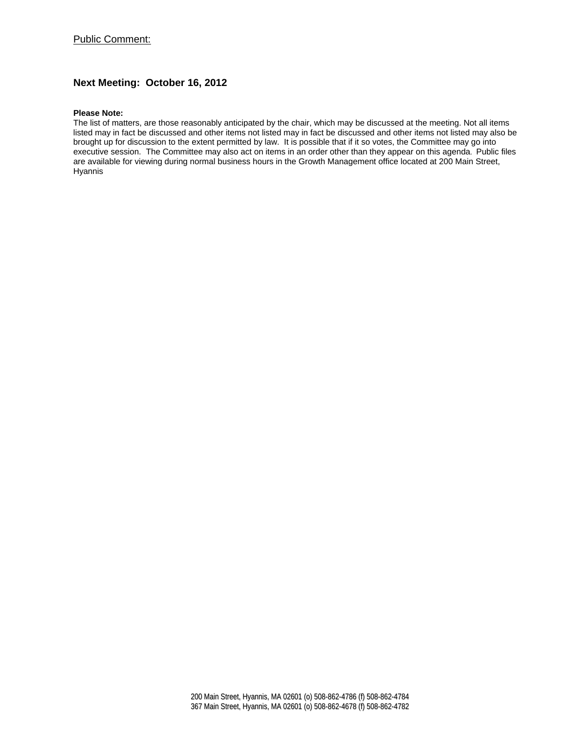<u>Public Comment:</u>

## Next Meeting: October 16, 2012

**Please Note:**
The list of matters, are those reasonably anticipated by the chair, which may be discussed at the meeting. Not all items listed may in fact be discussed and other items not listed may in fact be discussed and other items not listed may also be brought up for discussion to the extent permitted by law. It is possible that if it so votes, the Committee may go into executive session. The Committee may also act on items in an order other than they appear on this agenda. Public files are available for viewing during normal business hours in the Growth Management office located at 200 Main Street, Hyannis

200 Main Street, Hyannis, MA 02601 (o) 508-862-4786 (f) 508-862-4784
367 Main Street, Hyannis, MA 02601 (o) 508-862-4678 (f) 508-862-4782